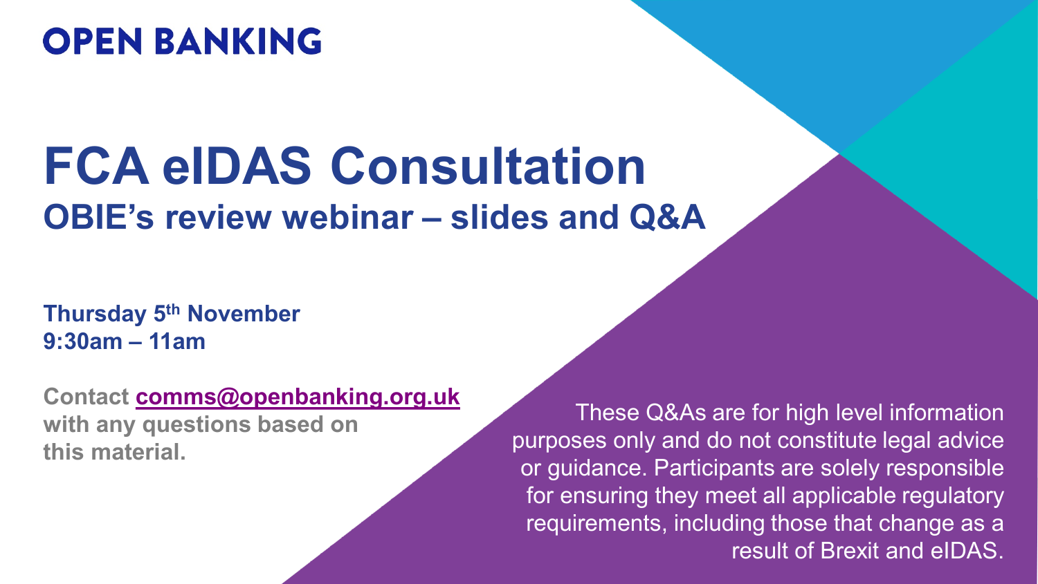**OPEN BANKING**

# FCA eIDAS Consultation

## OBIE's review webinar – slides and Q&A

**Thursday 5th November**
**9:30am – 11am**

**Contact comms@openbanking.org.uk with any questions based on this material.**

These Q&As are for high level information purposes only and do not constitute legal advice or guidance. Participants are solely responsible for ensuring they meet all applicable regulatory requirements, including those that change as a result of Brexit and eIDAS.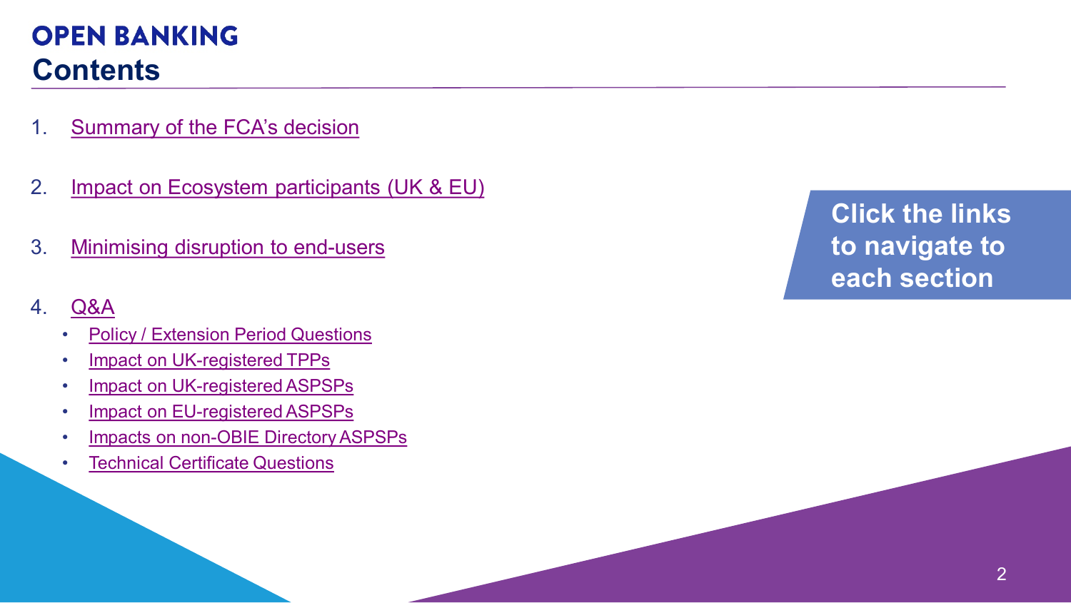**OPEN BANKING**

# Contents

1. Summary of the FCA's decision
2. Impact on Ecosystem participants (UK & EU)
3. Minimising disruption to end-users
4. Q&A
   - Policy / Extension Period Questions
   - Impact on UK-registered TPPs
   - Impact on UK-registered ASPSPs
   - Impact on EU-registered ASPSPs
   - Impacts on non-OBIE Directory ASPSPs
   - Technical Certificate Questions

**Click the links to navigate to each section**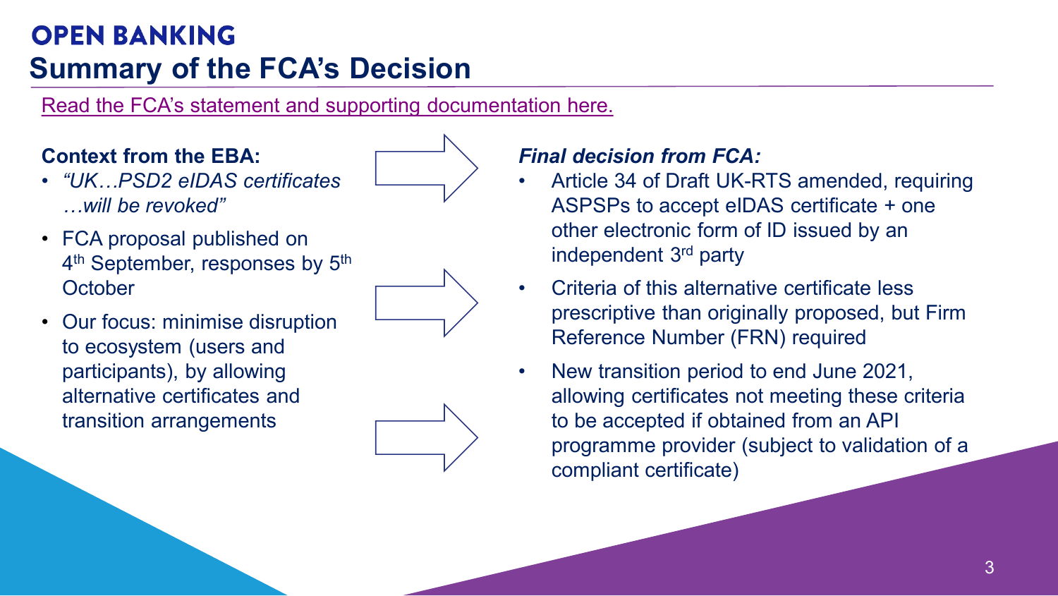# OPEN BANKING

## Summary of the FCA's Decision

Read the FCA's statement and supporting documentation here.

**Context from the EBA:**

- *"UK…PSD2 eIDAS certificates …will be revoked"*
- FCA proposal published on 4th September, responses by 5th October
- Our focus: minimise disruption to ecosystem (users and participants), by allowing alternative certificates and transition arrangements

***Final decision from FCA:***

- Article 34 of Draft UK-RTS amended, requiring ASPSPs to accept eIDAS certificate + one other electronic form of ID issued by an independent 3rd party
- Criteria of this alternative certificate less prescriptive than originally proposed, but Firm Reference Number (FRN) required
- New transition period to end June 2021, allowing certificates not meeting these criteria to be accepted if obtained from an API programme provider (subject to validation of a compliant certificate)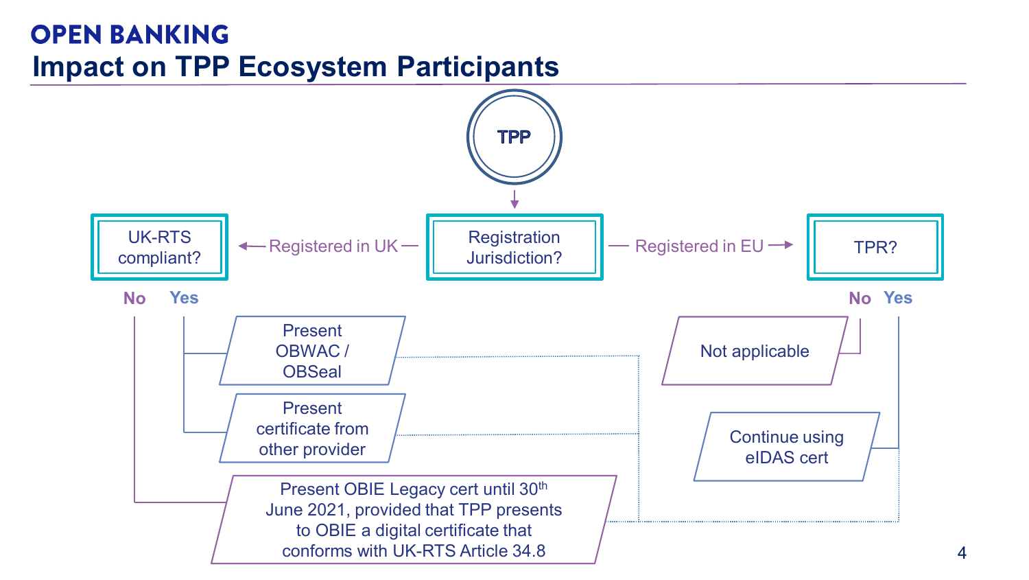# OPEN BANKING

## Impact on TPP Ecosystem Participants

TPP

Registration Jurisdiction?

- Registered in UK → UK-RTS compliant?
  - Yes:
    - Present OBWAC / OBSeal
    - Present certificate from other provider
  - No:
    - Present OBIE Legacy cert until 30th June 2021, provided that TPP presents to OBIE a digital certificate that conforms with UK-RTS Article 34.8
- Registered in EU → TPR?
  - No:
    - Not applicable
  - Yes:
    - Continue using eIDAS cert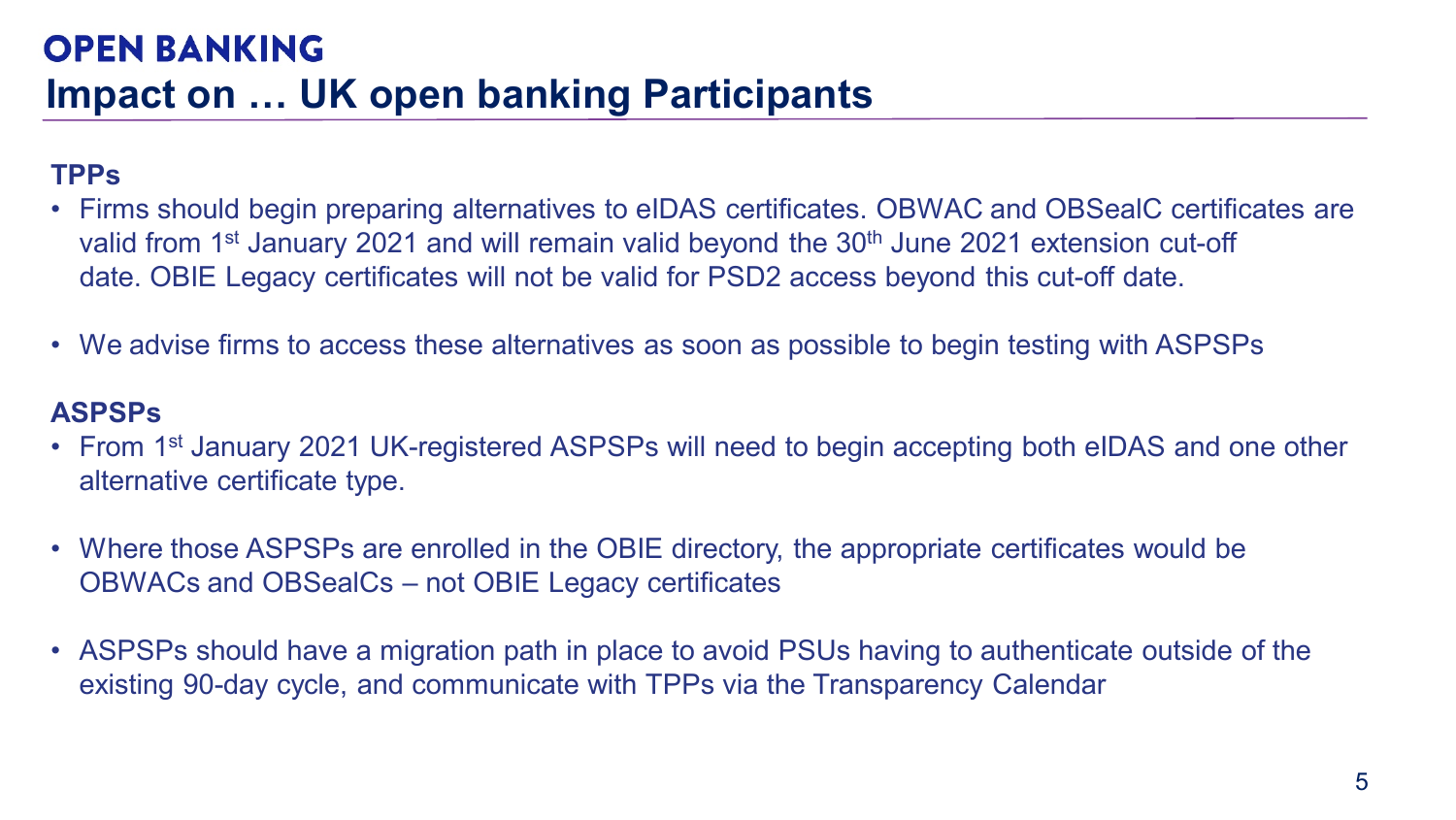# OPEN BANKING

## Impact on … UK open banking Participants

### TPPs

- Firms should begin preparing alternatives to eIDAS certificates. OBWAC and OBSealC certificates are valid from 1st January 2021 and will remain valid beyond the 30th June 2021 extension cut-off date. OBIE Legacy certificates will not be valid for PSD2 access beyond this cut-off date.

- We advise firms to access these alternatives as soon as possible to begin testing with ASPSPs

### ASPSPs

- From 1st January 2021 UK-registered ASPSPs will need to begin accepting both eIDAS and one other alternative certificate type.

- Where those ASPSPs are enrolled in the OBIE directory, the appropriate certificates would be OBWACs and OBSealCs – not OBIE Legacy certificates

- ASPSPs should have a migration path in place to avoid PSUs having to authenticate outside of the existing 90-day cycle, and communicate with TPPs via the Transparency Calendar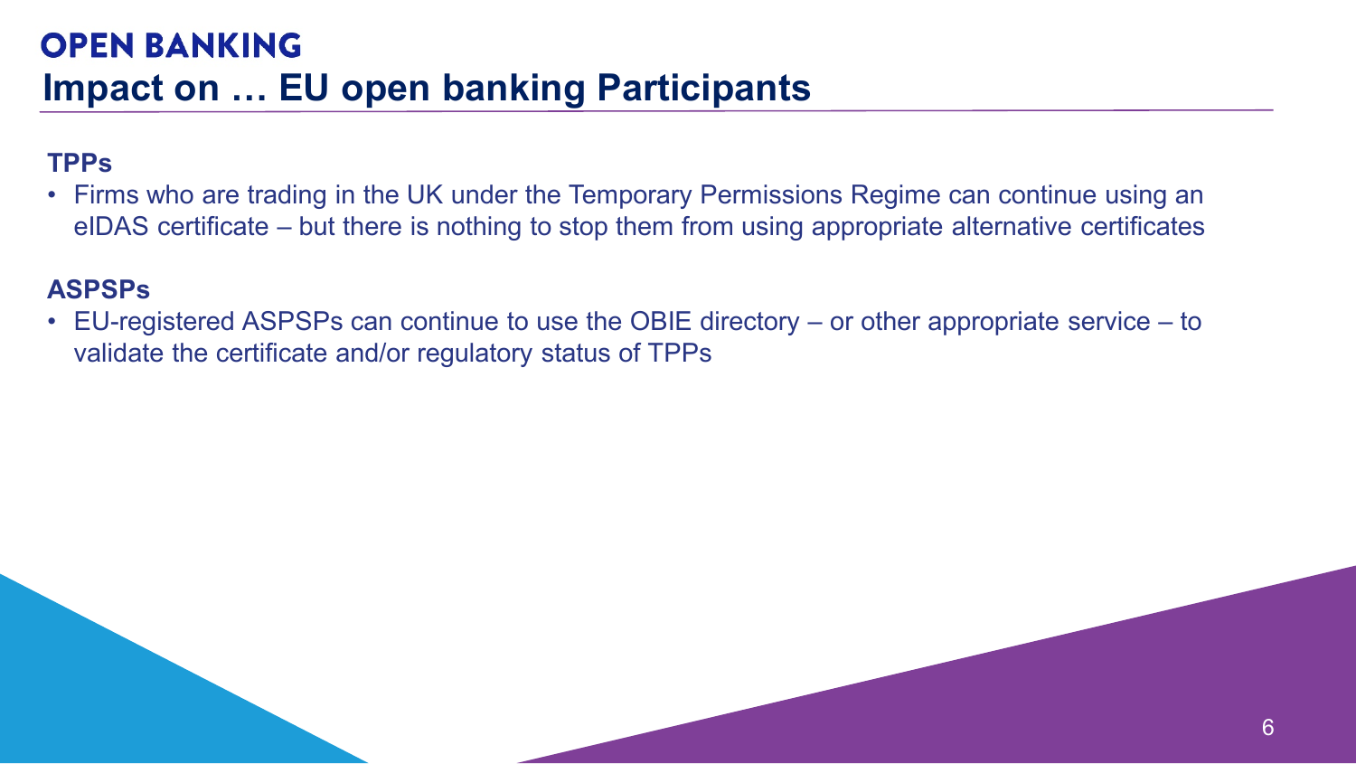**OPEN BANKING**

# Impact on … EU open banking Participants

**TPPs**

- Firms who are trading in the UK under the Temporary Permissions Regime can continue using an eIDAS certificate – but there is nothing to stop them from using appropriate alternative certificates

**ASPSPs**

- EU-registered ASPSPs can continue to use the OBIE directory – or other appropriate service – to validate the certificate and/or regulatory status of TPPs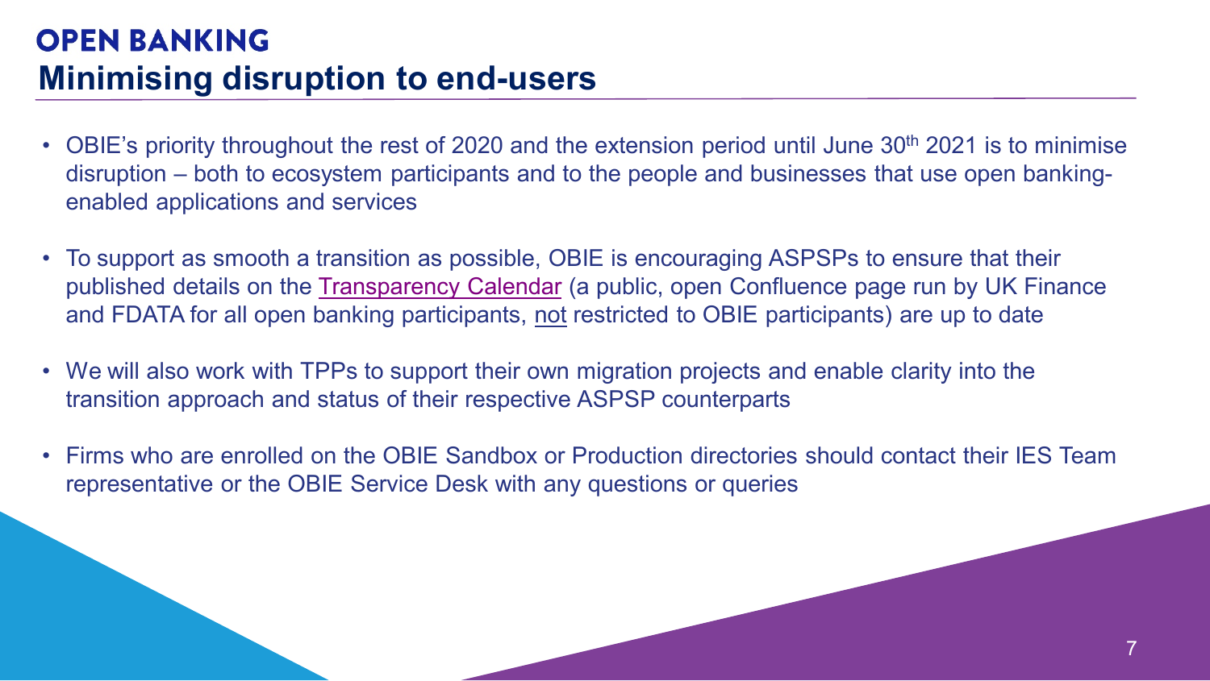**OPEN BANKING**

# Minimising disruption to end-users

- OBIE's priority throughout the rest of 2020 and the extension period until June 30th 2021 is to minimise disruption – both to ecosystem participants and to the people and businesses that use open banking-enabled applications and services

- To support as smooth a transition as possible, OBIE is encouraging ASPSPs to ensure that their published details on the Transparency Calendar (a public, open Confluence page run by UK Finance and FDATA for all open banking participants, not restricted to OBIE participants) are up to date

- We will also work with TPPs to support their own migration projects and enable clarity into the transition approach and status of their respective ASPSP counterparts

- Firms who are enrolled on the OBIE Sandbox or Production directories should contact their IES Team representative or the OBIE Service Desk with any questions or queries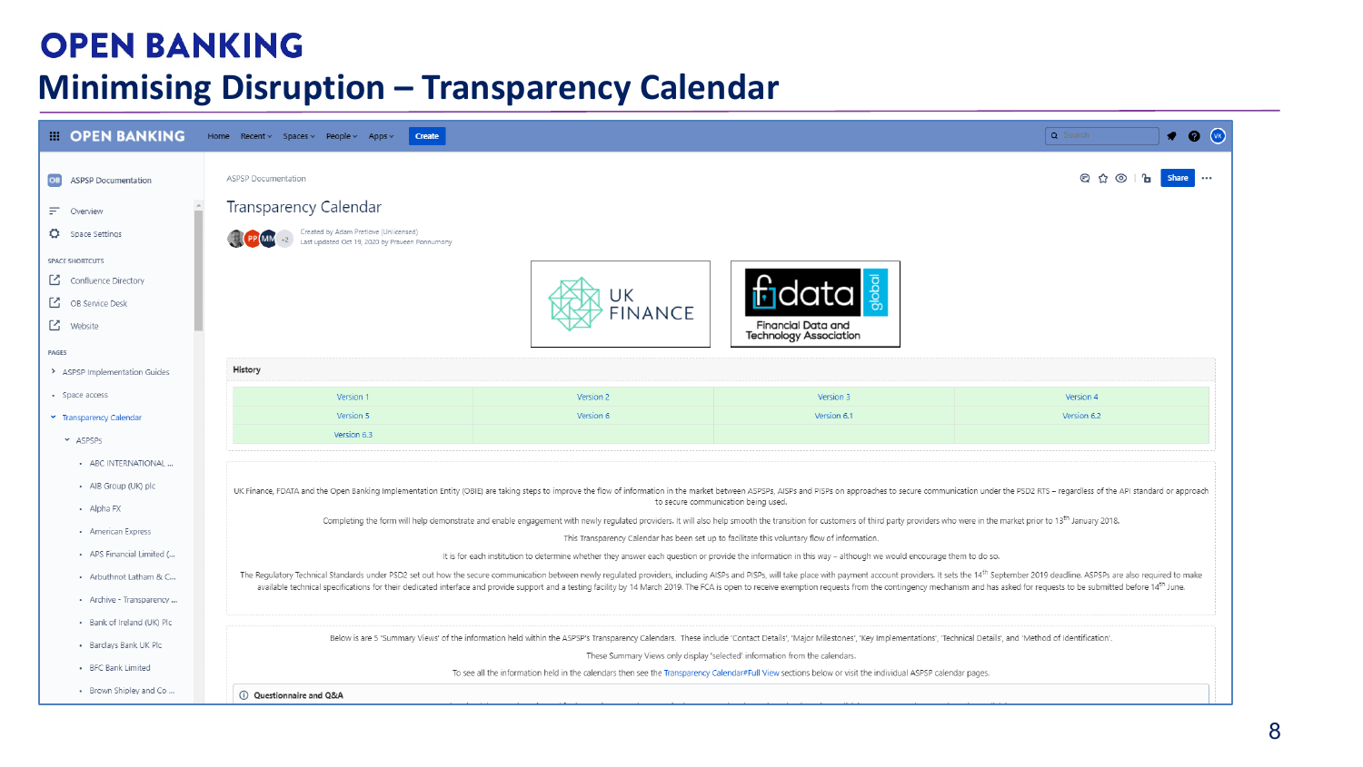# OPEN BANKING

## Minimising Disruption – Transparency Calendar

OPEN BANKING | Home | Recent | Spaces | People | Apps | Create

ASPSP Documentation

- Overview
- Space Settings

SPACE SHORTCUTS

- Confluence Directory
- OB Service Desk
- Website

PAGES

- ASPSP Implementation Guides
- Space access
- Transparency Calendar
  - ASPSPs
    - ABC INTERNATIONAL ...
    - AIB Group (UK) plc
    - Alpha FX
    - American Express
    - APS Financial Limited (...
    - Arbuthnot Latham & C...
    - Archive - Transparency ...
    - Bank of Ireland (UK) Plc
    - Barclays Bank UK Plc
    - BFC Bank Limited
    - Brown Shipley and Co ...

ASPSP Documentation

### Transparency Calendar

Created by Adam Pretlove (Unlicensed)
Last updated Oct 19, 2020 by Praveen Ponnumony

UK FINANCE

fdata global – Financial Data and Technology Association

**History**

| Version 1 | Version 2 | Version 3 | Version 4 |
|---|---|---|---|
| Version 5 | Version 6 | Version 6.1 | Version 6.2 |
| Version 6.3 | | | |

UK Finance, FDATA and the Open Banking Implementation Entity (OBIE) are taking steps to improve the flow of information in the market between ASPSPs, AISPs and PISPs on approaches to secure communication under the PSD2 RTS – regardless of the API standard or approach to secure communication being used.

Completing the form will help demonstrate and enable engagement with newly regulated providers. It will also help smooth the transition for customers of third party providers who were in the market prior to 13th January 2018.

This Transparency Calendar has been set up to facilitate this voluntary flow of information.

It is for each institution to determine whether they answer each question or provide the information in this way – although we would encourage them to do so.

The Regulatory Technical Standards under PSD2 set out how the secure communication between newly regulated providers, including AISPs and PISPs, will take place with payment account providers. It sets the 14th September 2019 deadline. ASPSPs are also required to make available technical specifications for their dedicated interface and provide support and a testing facility by 14 March 2019. The FCA is open to receive exemption requests from the contingency mechanism and has asked for requests to be submitted before 14th June.

Below is are 5 'Summary Views' of the information held within the ASPSP's Transparency Calendars. These include 'Contact Details', 'Major Milestones', 'Key Implementations', 'Technical Details', and 'Method of Identification'.

These Summary Views only display 'selected' information from the calendars.

To see all the information held in the calendars then see the Transparency Calendar#Full View sections below or visit the individual ASPSP calendar pages.

Questionnaire and Q&A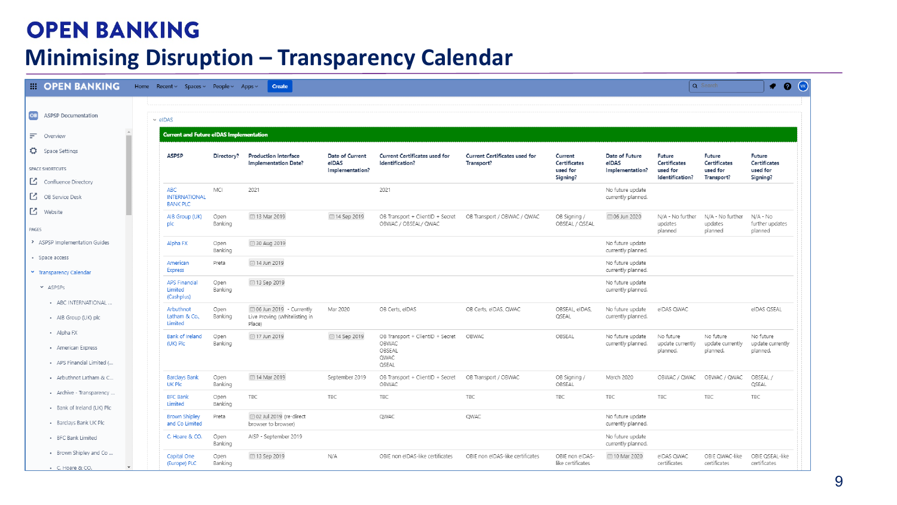# OPEN BANKING

## Minimising Disruption – Transparency Calendar

OPEN BANKING | Home | Recent | Spaces | People | Apps | Create

ASPSP Documentation

- Overview
- Space Settings

SPACE SHORTCUTS

- Confluence Directory
- OB Service Desk
- Website

PAGES

- ASPSP Implementation Guides
- Space access
- Transparency Calendar
  - ASPSPs
    - ABC INTERNATIONAL ...
    - AIB Group (UK) plc
    - Alpha FX
    - American Express
    - APS Financial Limited (...
    - Arbuthnot Latham & C...
    - Archive - Transparency ...
    - Bank of Ireland (UK) Plc
    - Barclays Bank UK Plc
    - BFC Bank Limited
    - Brown Shipley and Co ...
    - C. Hoare & CO.

eIDAS

**Current and Future eIDAS Implementation**

| ASPSP | Directory? | Production Interface Implementation Date? | Date of Current eIDAS Implementation? | Current Certificates used for Identification? | Current Certificates used for Transport? | Current Certificates used for Signing? | Date of Future eIDAS Implementation? | Future Certificates used for Identification? | Future Certificates used for Transport? | Future Certificates used for Signing? |
|---|---|---|---|---|---|---|---|---|---|---|
| ABC INTERNATIONAL BANK PLC | MCI | 2021 | | 2021 | | | No future update currently planned. | | | |
| AIB Group (UK) plc | Open Banking | 13 Mar 2019 | 14 Sep 2019 | OB Transport + ClientID + Secret OBWAC / OBSEAL/ QWAC | OB Transport / OBWAC / QWAC | OB Signing / OBSEAL / QSEAL | 06 Jun 2020 | N/A - No further updates planned | N/A - No further updates planned | N/A - No further updates planned |
| Alpha FX | Open Banking | 30 Aug 2019 | | | | | No future update currently planned. | | | |
| American Express | Preta | 14 Jun 2019 | | | | | No future update currently planned. | | | |
| APS Financial Limited (Cashplus) | Open Banking | 13 Sep 2019 | | | | | No future update currently planned. | | | |
| Arbuthnot Latham & Co, Limited | Open Banking | 06 Jun 2019 - Currently Live Proving (Whitelisting in Place) | Mar 2020 | OB Certs, eIDAS | OB Certs, eIDAS, QWAC | OBSEAL, eIDAS, QSEAL | No future update currently planned. | eIDAS QWAC | | eIDAS QSEAL |
| Bank of Ireland (UK) Plc | Open Banking | 17 Jun 2019 | 14 Sep 2019 | OB Transport + ClientID + Secret OBWAC OBSEAL QWAC QSEAL | OBWAC | OBSEAL | No future update currently planned. | No future update currently planned. | No future update currently planned. | No future update currently planned. |
| Barclays Bank UK Plc | Open Banking | 14 Mar 2019 | September 2019 | OB Transport + ClientID + Secret OBWAC | OB Transport / OBWAC | OB Signing / OBSEAL | March 2020 | OBWAC / QWAC | OBWAC / QWAC | OBSEAL / QSEAL |
| BFC Bank Limited | Open Banking | TBC | TBC | TBC | TBC | TBC | TBC | TBC | TBC | TBC |
| Brown Shipley and Co Limited | Preta | 02 Jul 2019 (re-direct browser to browser) | | QWAC | QWAC | | No future update currently planned. | | | |
| C. Hoare & CO. | Open Banking | AISP - September 2019 | | | | | No future update currently planned. | | | |
| Capital One (Europe) PLC | Open Banking | 13 Sep 2019 | N/A | OBIE non eIDAS-like certificates | OBIE non eIDAS-like certificates | OBIE non eIDAS-like certificates | 10 Mar 2020 | eIDAS QWAC certificates | OBIE QWAC-like certificates | OBIE QSEAL-like certificates |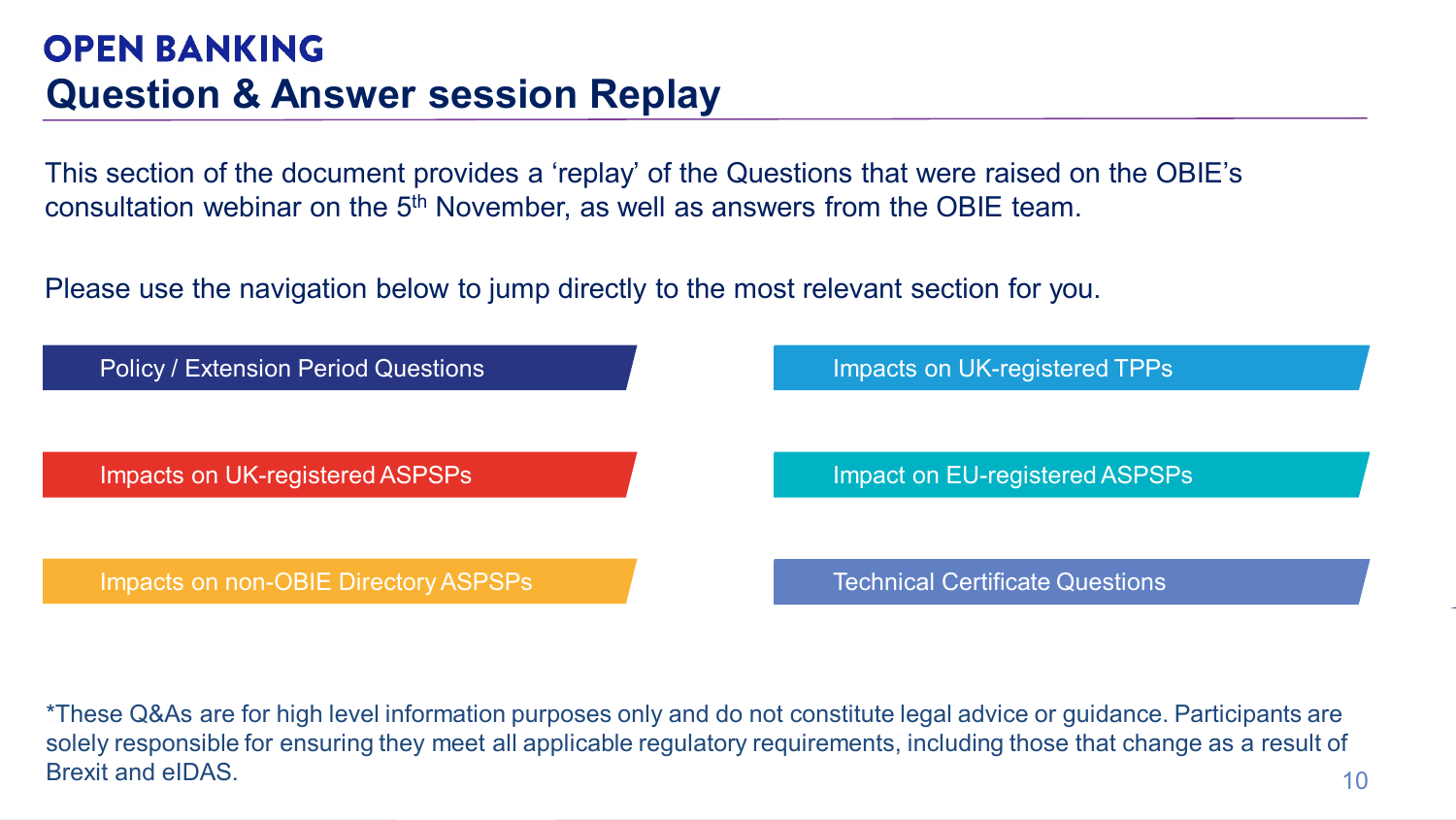# OPEN BANKING

## Question & Answer session Replay

This section of the document provides a 'replay' of the Questions that were raised on the OBIE's consultation webinar on the 5th November, as well as answers from the OBIE team.

Please use the navigation below to jump directly to the most relevant section for you.

- Policy / Extension Period Questions
- Impacts on UK-registered ASPSPs
- Impacts on non-OBIE Directory ASPSPs
- Impacts on UK-registered TPPs
- Impact on EU-registered ASPSPs
- Technical Certificate Questions

*These Q&As are for high level information purposes only and do not constitute legal advice or guidance. Participants are solely responsible for ensuring they meet all applicable regulatory requirements, including those that change as a result of Brexit and eIDAS.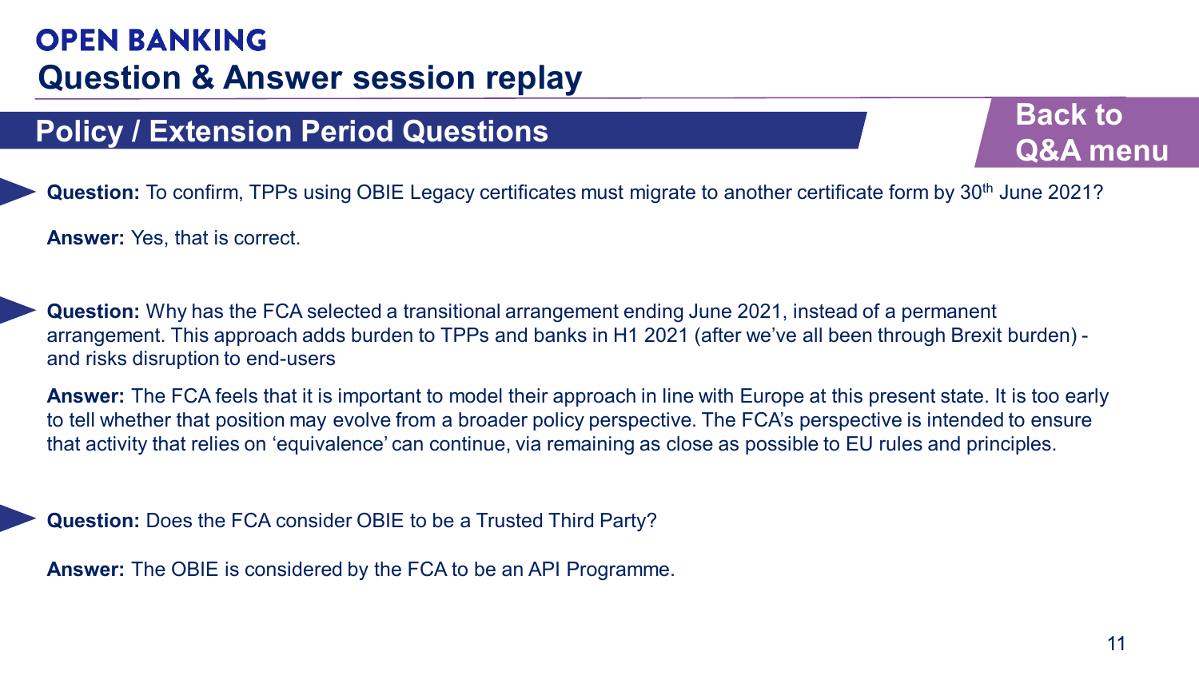# OPEN BANKING
## Question & Answer session replay

### Policy / Extension Period Questions

Back to Q&A menu

**Question:** To confirm, TPPs using OBIE Legacy certificates must migrate to another certificate form by 30th June 2021?

**Answer:** Yes, that is correct.

**Question:** Why has the FCA selected a transitional arrangement ending June 2021, instead of a permanent arrangement. This approach adds burden to TPPs and banks in H1 2021 (after we've all been through Brexit burden) - and risks disruption to end-users

**Answer:** The FCA feels that it is important to model their approach in line with Europe at this present state. It is too early to tell whether that position may evolve from a broader policy perspective. The FCA's perspective is intended to ensure that activity that relies on 'equivalence' can continue, via remaining as close as possible to EU rules and principles.

**Question:** Does the FCA consider OBIE to be a Trusted Third Party?

**Answer:** The OBIE is considered by the FCA to be an API Programme.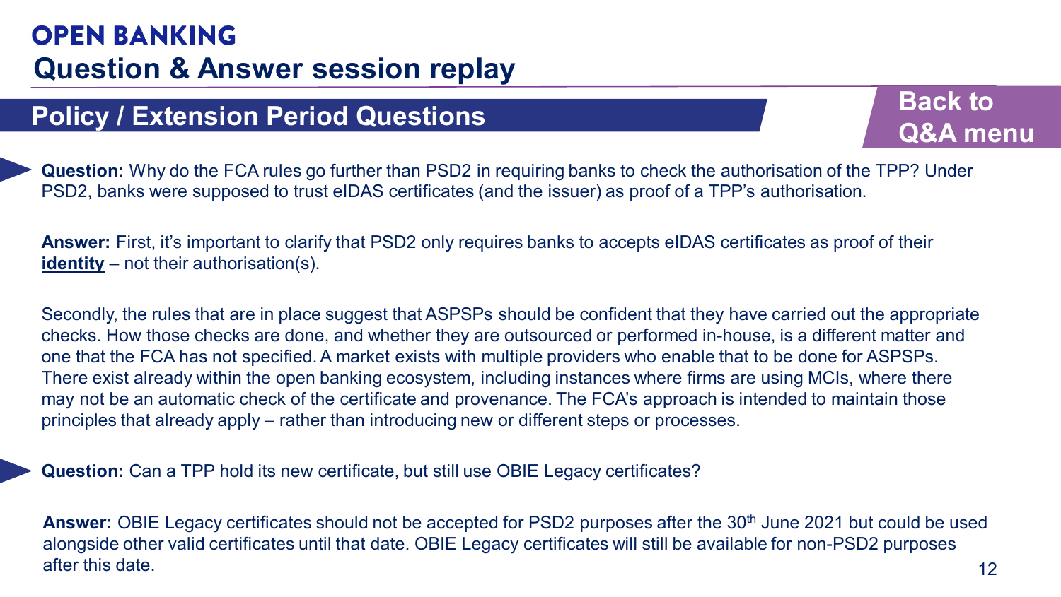# OPEN BANKING

## Question & Answer session replay

### Policy / Extension Period Questions

Back to Q&A menu

**Question:** Why do the FCA rules go further than PSD2 in requiring banks to check the authorisation of the TPP? Under PSD2, banks were supposed to trust eIDAS certificates (and the issuer) as proof of a TPP's authorisation.

**Answer:** First, it's important to clarify that PSD2 only requires banks to accepts eIDAS certificates as proof of their **identity** – not their authorisation(s).

Secondly, the rules that are in place suggest that ASPSPs should be confident that they have carried out the appropriate checks. How those checks are done, and whether they are outsourced or performed in-house, is a different matter and one that the FCA has not specified. A market exists with multiple providers who enable that to be done for ASPSPs. There exist already within the open banking ecosystem, including instances where firms are using MCIs, where there may not be an automatic check of the certificate and provenance. The FCA's approach is intended to maintain those principles that already apply – rather than introducing new or different steps or processes.

**Question:** Can a TPP hold its new certificate, but still use OBIE Legacy certificates?

**Answer:** OBIE Legacy certificates should not be accepted for PSD2 purposes after the 30th June 2021 but could be used alongside other valid certificates until that date. OBIE Legacy certificates will still be available for non-PSD2 purposes after this date.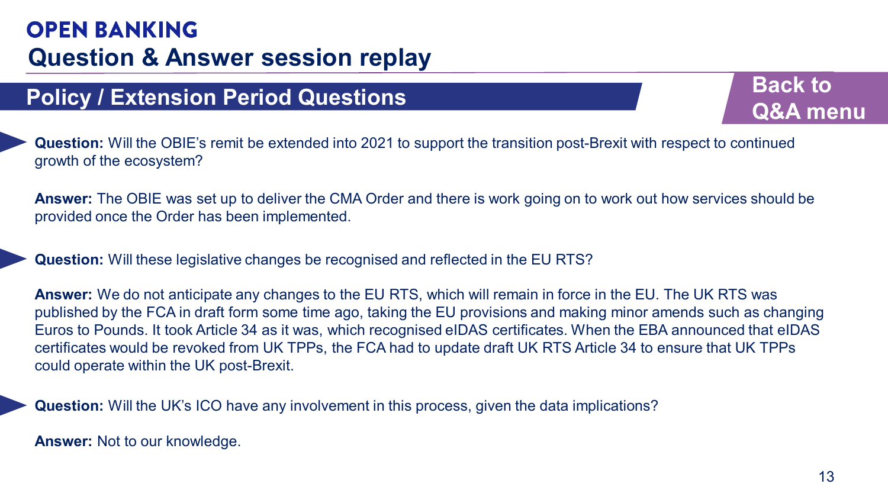# OPEN BANKING

## Question & Answer session replay

### Policy / Extension Period Questions

Back to Q&A menu

**Question:** Will the OBIE's remit be extended into 2021 to support the transition post-Brexit with respect to continued growth of the ecosystem?

**Answer:** The OBIE was set up to deliver the CMA Order and there is work going on to work out how services should be provided once the Order has been implemented.

**Question:** Will these legislative changes be recognised and reflected in the EU RTS?

**Answer:** We do not anticipate any changes to the EU RTS, which will remain in force in the EU. The UK RTS was published by the FCA in draft form some time ago, taking the EU provisions and making minor amends such as changing Euros to Pounds. It took Article 34 as it was, which recognised eIDAS certificates. When the EBA announced that eIDAS certificates would be revoked from UK TPPs, the FCA had to update draft UK RTS Article 34 to ensure that UK TPPs could operate within the UK post-Brexit.

**Question:** Will the UK's ICO have any involvement in this process, given the data implications?

**Answer:** Not to our knowledge.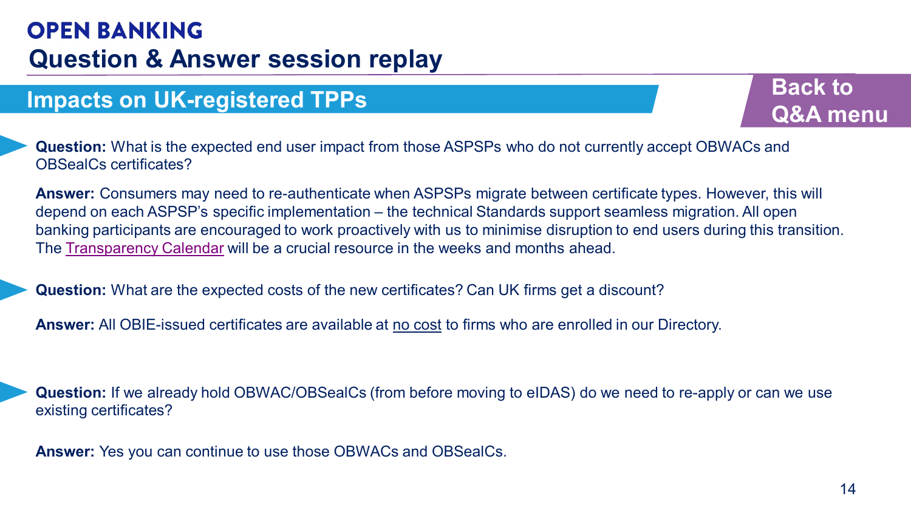# OPEN BANKING

## Question & Answer session replay

### Impacts on UK-registered TPPs

Back to Q&A menu

**Question:** What is the expected end user impact from those ASPSPs who do not currently accept OBWACs and OBSealCs certificates?

**Answer:** Consumers may need to re-authenticate when ASPSPs migrate between certificate types. However, this will depend on each ASPSP's specific implementation – the technical Standards support seamless migration. All open banking participants are encouraged to work proactively with us to minimise disruption to end users during this transition. The Transparency Calendar will be a crucial resource in the weeks and months ahead.

**Question:** What are the expected costs of the new certificates? Can UK firms get a discount?

**Answer:** All OBIE-issued certificates are available at no cost to firms who are enrolled in our Directory.

**Question:** If we already hold OBWAC/OBSealCs (from before moving to eIDAS) do we need to re-apply or can we use existing certificates?

**Answer:** Yes you can continue to use those OBWACs and OBSealCs.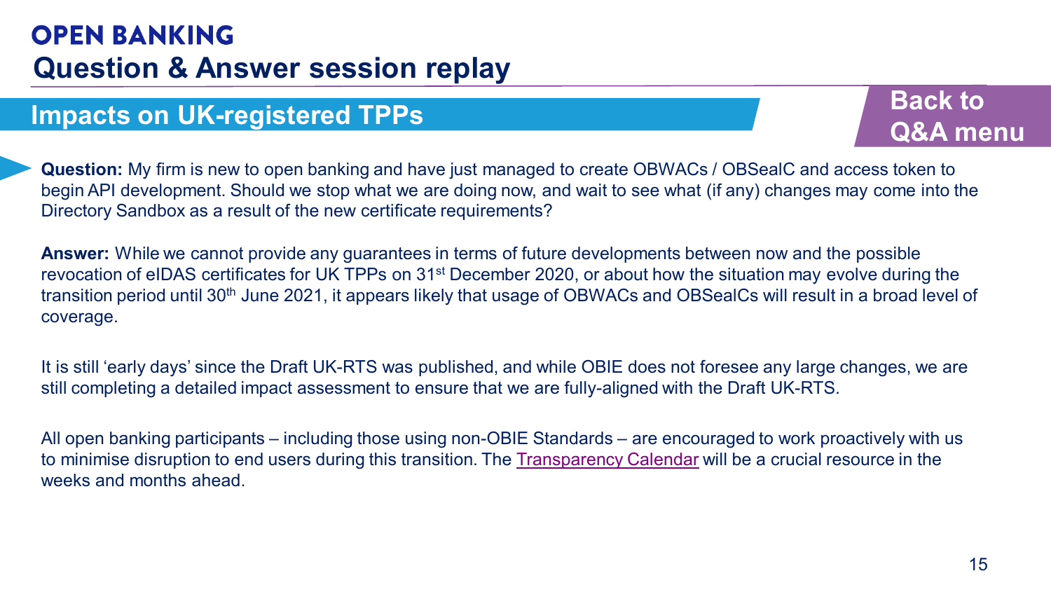# OPEN BANKING

## Question & Answer session replay

### Impacts on UK-registered TPPs

Back to Q&A menu

**Question:** My firm is new to open banking and have just managed to create OBWACs / OBSealC and access token to begin API development. Should we stop what we are doing now, and wait to see what (if any) changes may come into the Directory Sandbox as a result of the new certificate requirements?

**Answer:** While we cannot provide any guarantees in terms of future developments between now and the possible revocation of eIDAS certificates for UK TPPs on 31st December 2020, or about how the situation may evolve during the transition period until 30th June 2021, it appears likely that usage of OBWACs and OBSealCs will result in a broad level of coverage.

It is still 'early days' since the Draft UK-RTS was published, and while OBIE does not foresee any large changes, we are still completing a detailed impact assessment to ensure that we are fully-aligned with the Draft UK-RTS.

All open banking participants – including those using non-OBIE Standards – are encouraged to work proactively with us to minimise disruption to end users during this transition. The Transparency Calendar will be a crucial resource in the weeks and months ahead.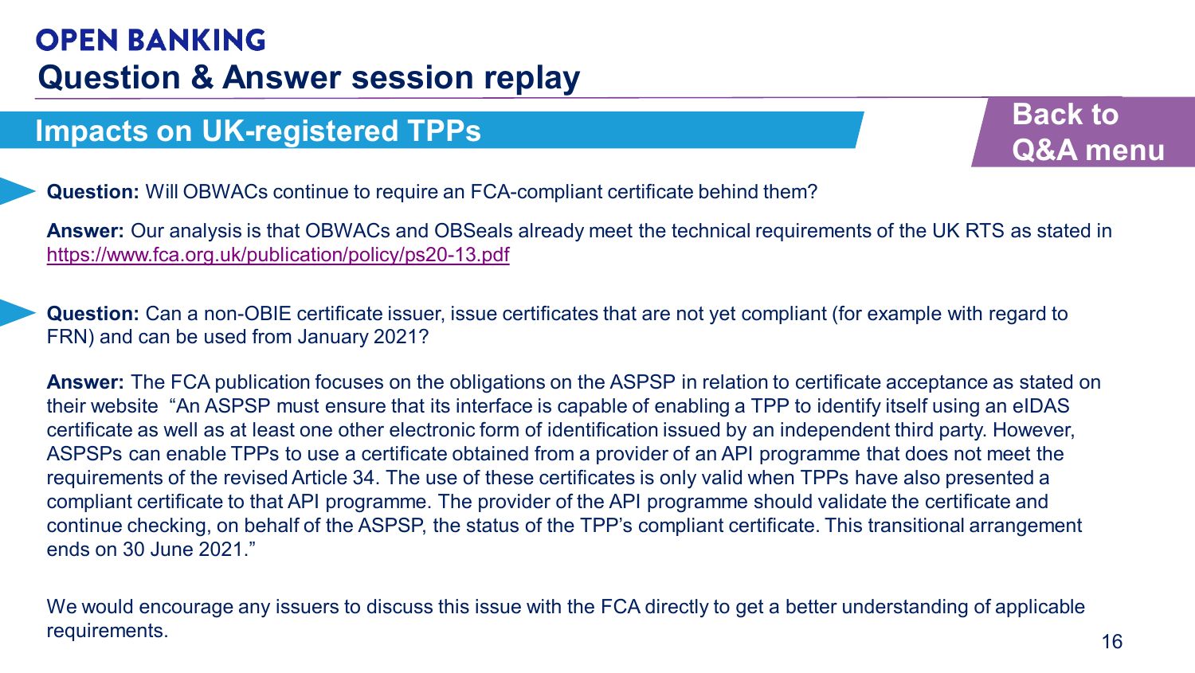# OPEN BANKING

## Question & Answer session replay

### Impacts on UK-registered TPPs

Back to Q&A menu

**Question:** Will OBWACs continue to require an FCA-compliant certificate behind them?

**Answer:** Our analysis is that OBWACs and OBSeals already meet the technical requirements of the UK RTS as stated in https://www.fca.org.uk/publication/policy/ps20-13.pdf

**Question:** Can a non-OBIE certificate issuer, issue certificates that are not yet compliant (for example with regard to FRN) and can be used from January 2021?

**Answer:** The FCA publication focuses on the obligations on the ASPSP in relation to certificate acceptance as stated on their website "An ASPSP must ensure that its interface is capable of enabling a TPP to identify itself using an eIDAS certificate as well as at least one other electronic form of identification issued by an independent third party. However, ASPSPs can enable TPPs to use a certificate obtained from a provider of an API programme that does not meet the requirements of the revised Article 34. The use of these certificates is only valid when TPPs have also presented a compliant certificate to that API programme. The provider of the API programme should validate the certificate and continue checking, on behalf of the ASPSP, the status of the TPP's compliant certificate. This transitional arrangement ends on 30 June 2021."

We would encourage any issuers to discuss this issue with the FCA directly to get a better understanding of applicable requirements.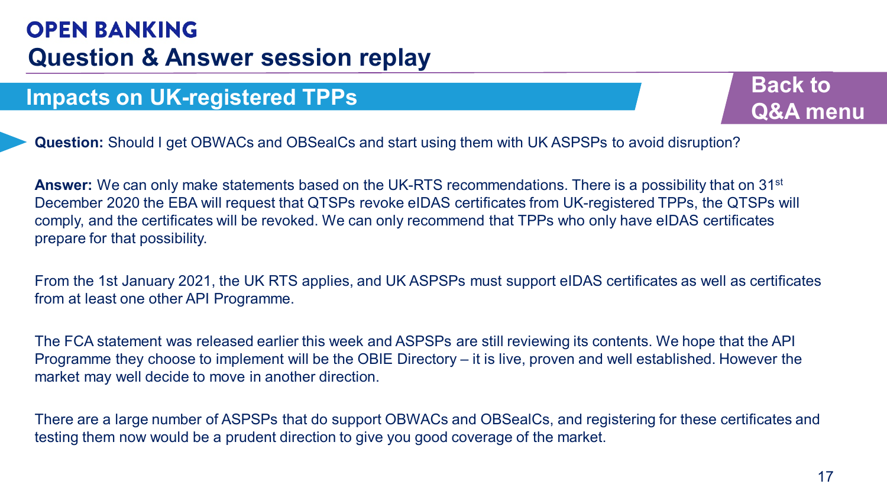# OPEN BANKING

## Question & Answer session replay

### Impacts on UK-registered TPPs

Back to Q&A menu

**Question:** Should I get OBWACs and OBSealCs and start using them with UK ASPSPs to avoid disruption?

**Answer:** We can only make statements based on the UK-RTS recommendations. There is a possibility that on 31st December 2020 the EBA will request that QTSPs revoke eIDAS certificates from UK-registered TPPs, the QTSPs will comply, and the certificates will be revoked. We can only recommend that TPPs who only have eIDAS certificates prepare for that possibility.

From the 1st January 2021, the UK RTS applies, and UK ASPSPs must support eIDAS certificates as well as certificates from at least one other API Programme.

The FCA statement was released earlier this week and ASPSPs are still reviewing its contents. We hope that the API Programme they choose to implement will be the OBIE Directory – it is live, proven and well established. However the market may well decide to move in another direction.

There are a large number of ASPSPs that do support OBWACs and OBSealCs, and registering for these certificates and testing them now would be a prudent direction to give you good coverage of the market.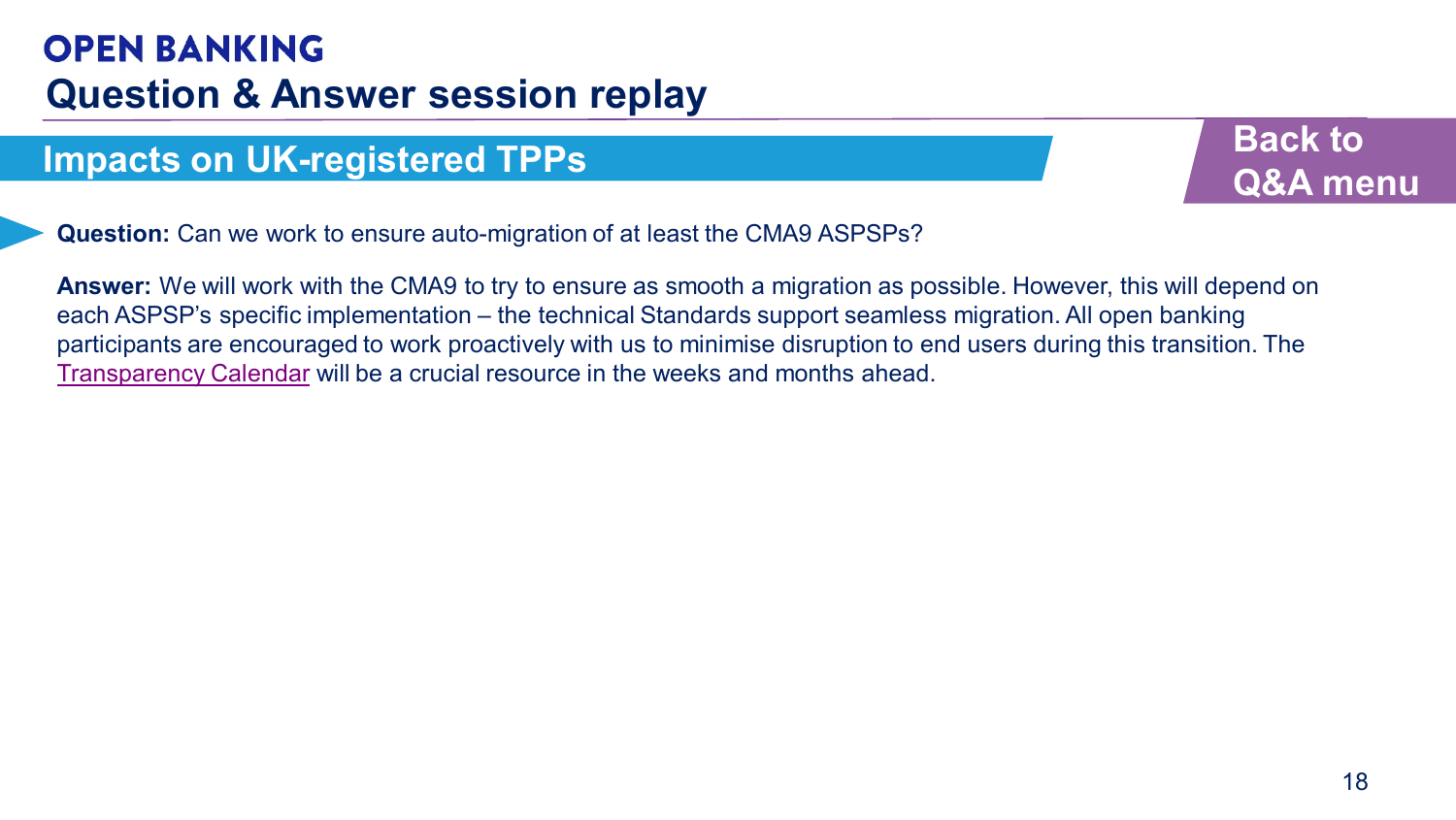# OPEN BANKING

## Question & Answer session replay

### Impacts on UK-registered TPPs

Back to Q&A menu

**Question:** Can we work to ensure auto-migration of at least the CMA9 ASPSPs?

**Answer:** We will work with the CMA9 to try to ensure as smooth a migration as possible. However, this will depend on each ASPSP's specific implementation – the technical Standards support seamless migration. All open banking participants are encouraged to work proactively with us to minimise disruption to end users during this transition. The Transparency Calendar will be a crucial resource in the weeks and months ahead.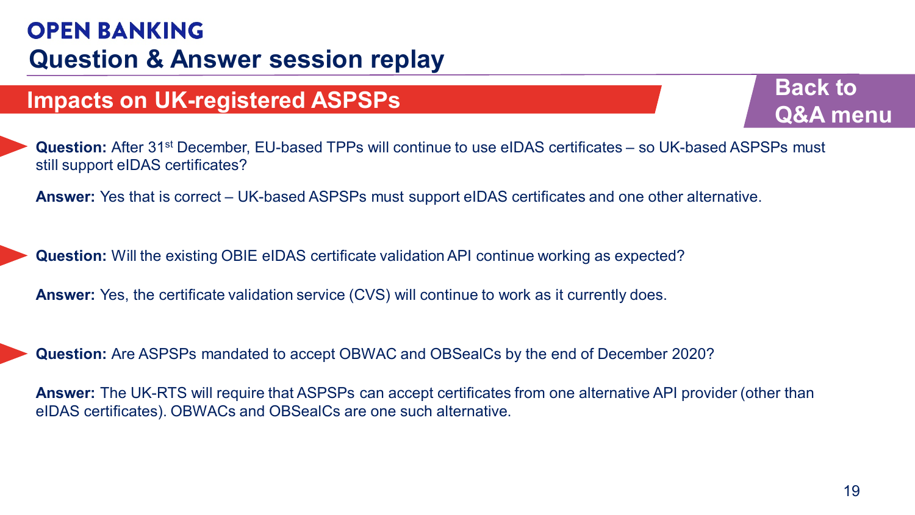# OPEN BANKING

## Question & Answer session replay

### Impacts on UK-registered ASPSPs

Back to Q&A menu

**Question:** After 31st December, EU-based TPPs will continue to use eIDAS certificates – so UK-based ASPSPs must still support eIDAS certificates?

**Answer:** Yes that is correct – UK-based ASPSPs must support eIDAS certificates and one other alternative.

**Question:** Will the existing OBIE eIDAS certificate validation API continue working as expected?

**Answer:** Yes, the certificate validation service (CVS) will continue to work as it currently does.

**Question:** Are ASPSPs mandated to accept OBWAC and OBSealCs by the end of December 2020?

**Answer:** The UK-RTS will require that ASPSPs can accept certificates from one alternative API provider (other than eIDAS certificates). OBWACs and OBSealCs are one such alternative.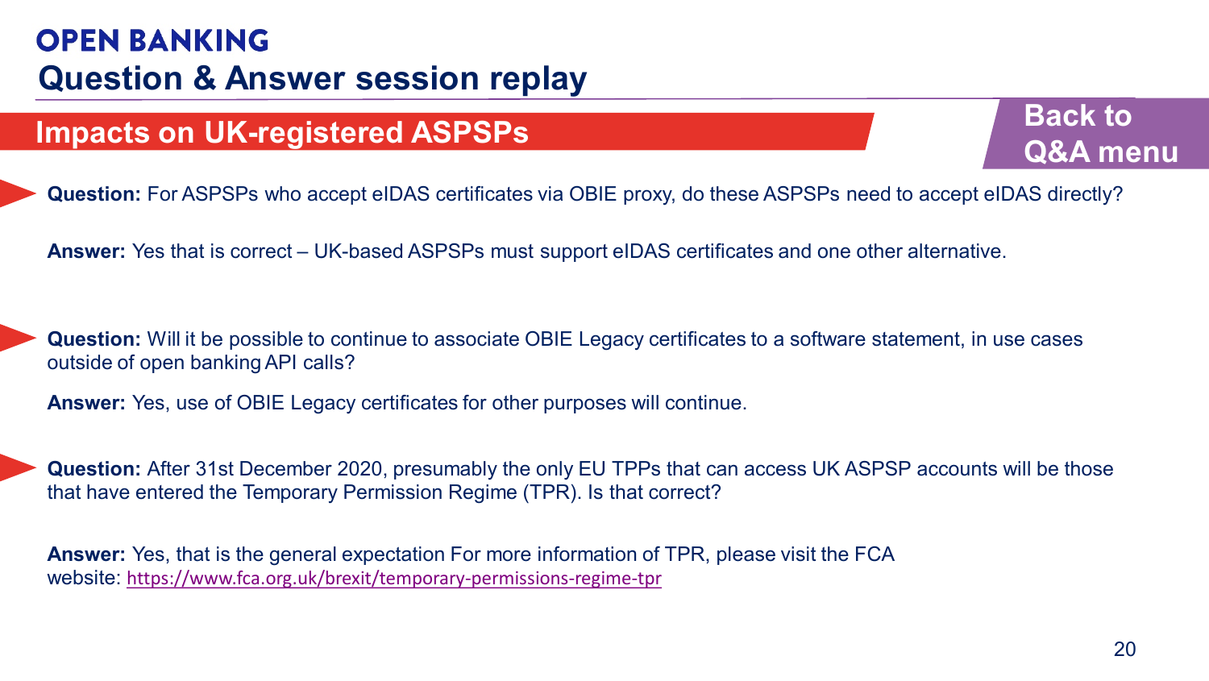# OPEN BANKING

## Question & Answer session replay

### Impacts on UK-registered ASPSPs

Back to Q&A menu

**Question:** For ASPSPs who accept eIDAS certificates via OBIE proxy, do these ASPSPs need to accept eIDAS directly?

**Answer:** Yes that is correct – UK-based ASPSPs must support eIDAS certificates and one other alternative.

**Question:** Will it be possible to continue to associate OBIE Legacy certificates to a software statement, in use cases outside of open banking API calls?

**Answer:** Yes, use of OBIE Legacy certificates for other purposes will continue.

**Question:** After 31st December 2020, presumably the only EU TPPs that can access UK ASPSP accounts will be those that have entered the Temporary Permission Regime (TPR). Is that correct?

**Answer:** Yes, that is the general expectation For more information of TPR, please visit the FCA website: https://www.fca.org.uk/brexit/temporary-permissions-regime-tpr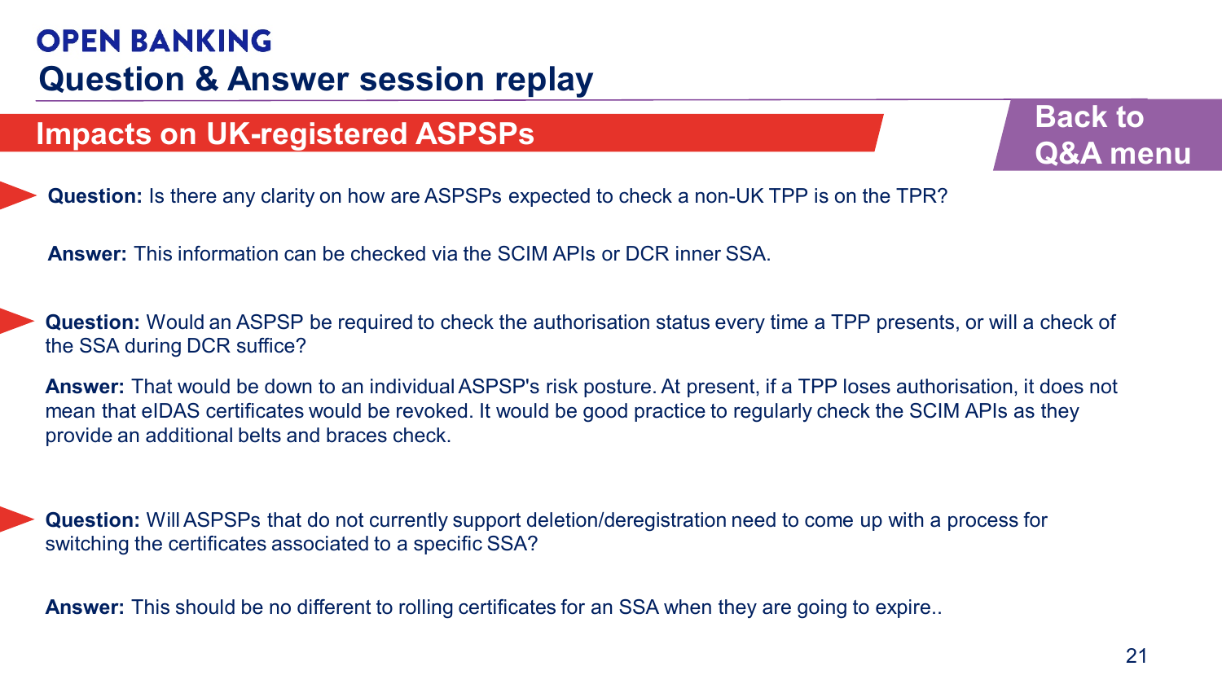**OPEN BANKING**

# Question & Answer session replay

## Impacts on UK-registered ASPSPs

Back to Q&A menu

**Question:** Is there any clarity on how are ASPSPs expected to check a non-UK TPP is on the TPR?

**Answer:** This information can be checked via the SCIM APIs or DCR inner SSA.

**Question:** Would an ASPSP be required to check the authorisation status every time a TPP presents, or will a check of the SSA during DCR suffice?

**Answer:** That would be down to an individual ASPSP's risk posture. At present, if a TPP loses authorisation, it does not mean that eIDAS certificates would be revoked. It would be good practice to regularly check the SCIM APIs as they provide an additional belts and braces check.

**Question:** Will ASPSPs that do not currently support deletion/deregistration need to come up with a process for switching the certificates associated to a specific SSA?

**Answer:** This should be no different to rolling certificates for an SSA when they are going to expire..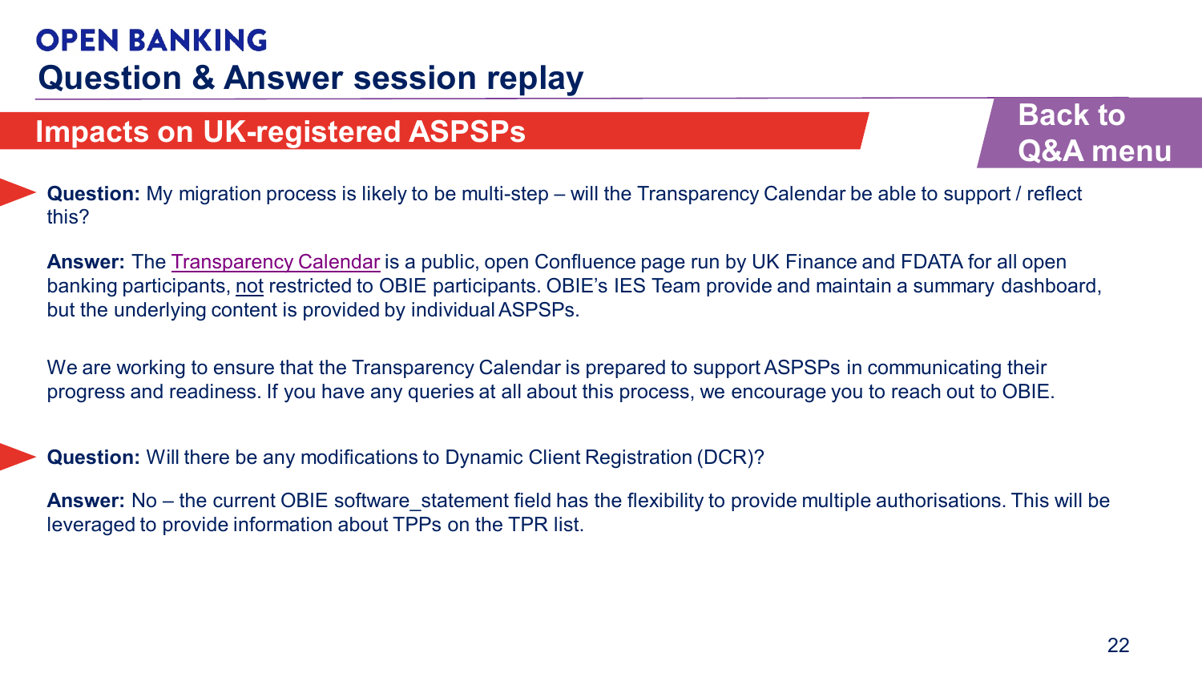# OPEN BANKING

## Question & Answer session replay

### Impacts on UK-registered ASPSPs

Back to Q&A menu

**Question:** My migration process is likely to be multi-step – will the Transparency Calendar be able to support / reflect this?

**Answer:** The Transparency Calendar is a public, open Confluence page run by UK Finance and FDATA for all open banking participants, not restricted to OBIE participants. OBIE's IES Team provide and maintain a summary dashboard, but the underlying content is provided by individual ASPSPs.

We are working to ensure that the Transparency Calendar is prepared to support ASPSPs in communicating their progress and readiness. If you have any queries at all about this process, we encourage you to reach out to OBIE.

**Question:** Will there be any modifications to Dynamic Client Registration (DCR)?

**Answer:** No – the current OBIE software_statement field has the flexibility to provide multiple authorisations. This will be leveraged to provide information about TPPs on the TPR list.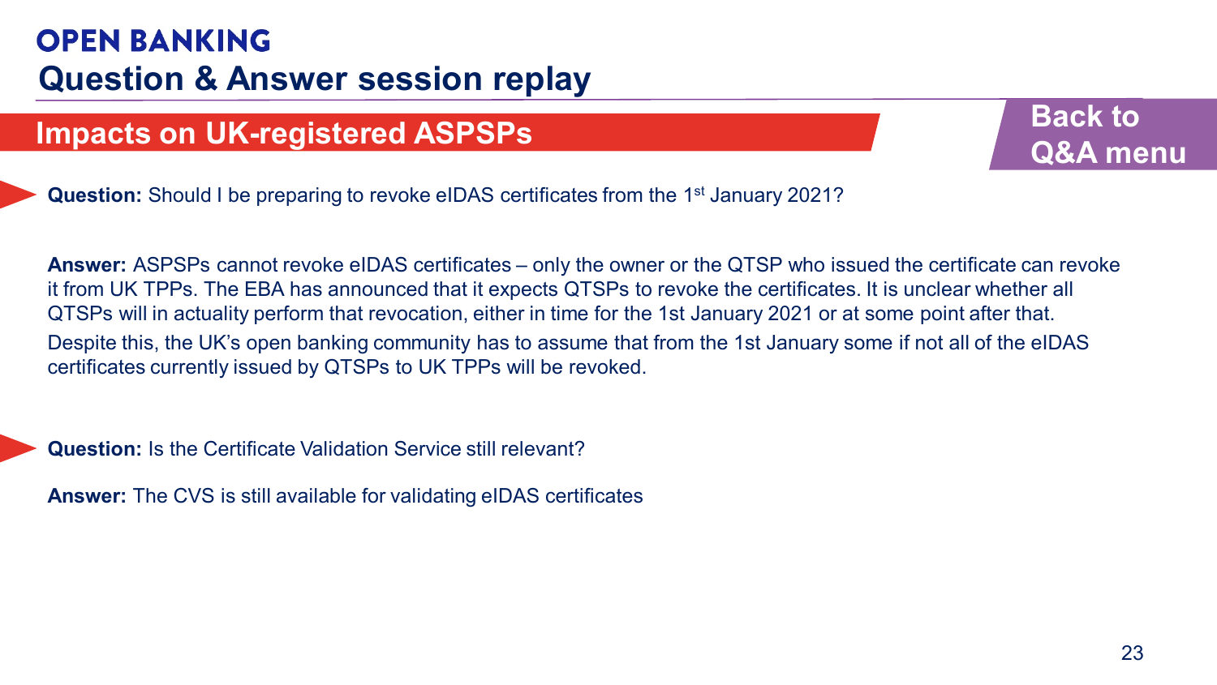# OPEN BANKING

## Question & Answer session replay

### Impacts on UK-registered ASPSPs

Back to Q&A menu

**Question:** Should I be preparing to revoke eIDAS certificates from the 1st January 2021?

**Answer:** ASPSPs cannot revoke eIDAS certificates – only the owner or the QTSP who issued the certificate can revoke it from UK TPPs. The EBA has announced that it expects QTSPs to revoke the certificates. It is unclear whether all QTSPs will in actuality perform that revocation, either in time for the 1st January 2021 or at some point after that. Despite this, the UK's open banking community has to assume that from the 1st January some if not all of the eIDAS certificates currently issued by QTSPs to UK TPPs will be revoked.

**Question:** Is the Certificate Validation Service still relevant?

**Answer:** The CVS is still available for validating eIDAS certificates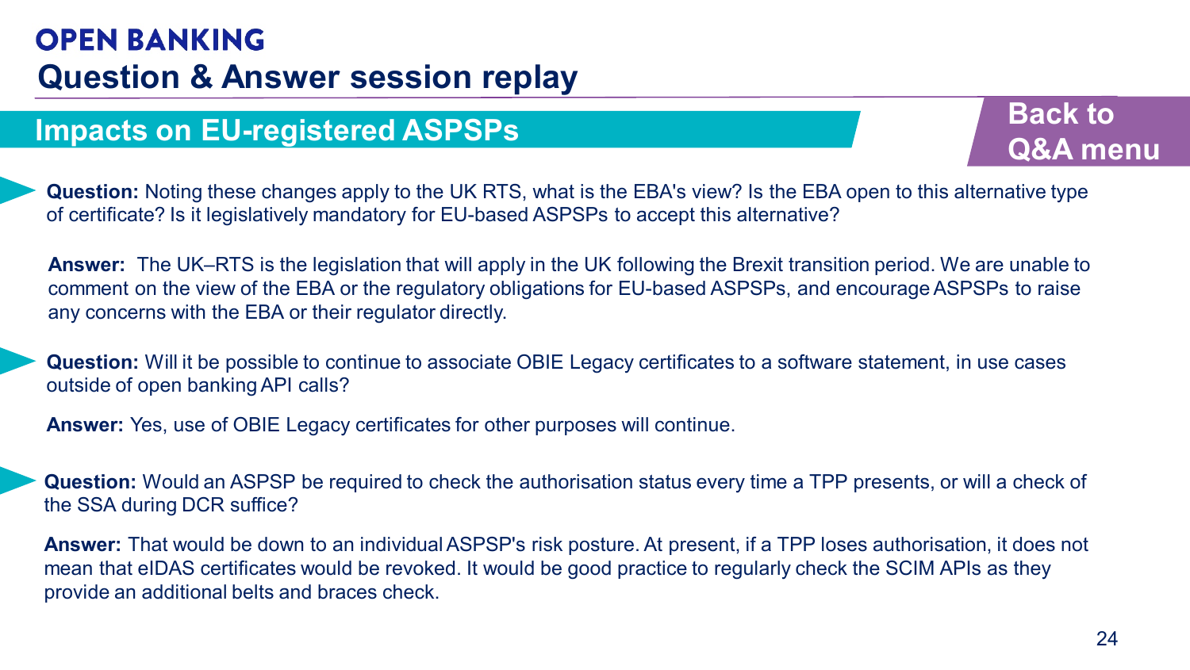# OPEN BANKING

## Question & Answer session replay

### Impacts on EU-registered ASPSPs

Back to Q&A menu

**Question:** Noting these changes apply to the UK RTS, what is the EBA's view? Is the EBA open to this alternative type of certificate? Is it legislatively mandatory for EU-based ASPSPs to accept this alternative?

**Answer:** The UK–RTS is the legislation that will apply in the UK following the Brexit transition period. We are unable to comment on the view of the EBA or the regulatory obligations for EU-based ASPSPs, and encourage ASPSPs to raise any concerns with the EBA or their regulator directly.

**Question:** Will it be possible to continue to associate OBIE Legacy certificates to a software statement, in use cases outside of open banking API calls?

**Answer:** Yes, use of OBIE Legacy certificates for other purposes will continue.

**Question:** Would an ASPSP be required to check the authorisation status every time a TPP presents, or will a check of the SSA during DCR suffice?

**Answer:** That would be down to an individual ASPSP's risk posture. At present, if a TPP loses authorisation, it does not mean that eIDAS certificates would be revoked. It would be good practice to regularly check the SCIM APIs as they provide an additional belts and braces check.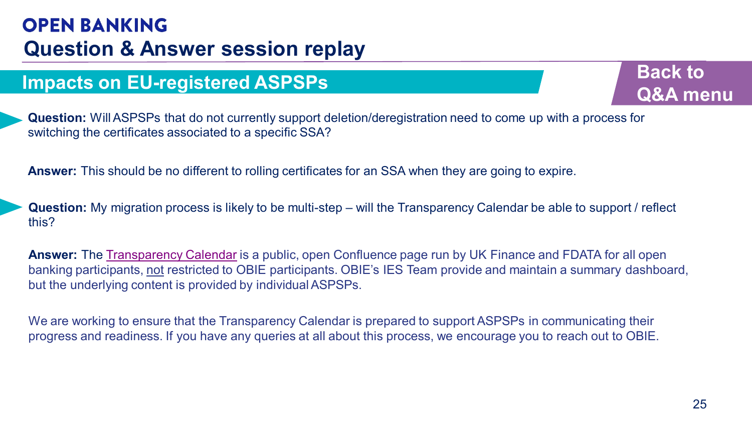# OPEN BANKING

## Question & Answer session replay

### Impacts on EU-registered ASPSPs

Back to Q&A menu

**Question:** Will ASPSPs that do not currently support deletion/deregistration need to come up with a process for switching the certificates associated to a specific SSA?

**Answer:** This should be no different to rolling certificates for an SSA when they are going to expire.

**Question:** My migration process is likely to be multi-step – will the Transparency Calendar be able to support / reflect this?

**Answer:** The Transparency Calendar is a public, open Confluence page run by UK Finance and FDATA for all open banking participants, not restricted to OBIE participants. OBIE's IES Team provide and maintain a summary dashboard, but the underlying content is provided by individual ASPSPs.

We are working to ensure that the Transparency Calendar is prepared to support ASPSPs in communicating their progress and readiness. If you have any queries at all about this process, we encourage you to reach out to OBIE.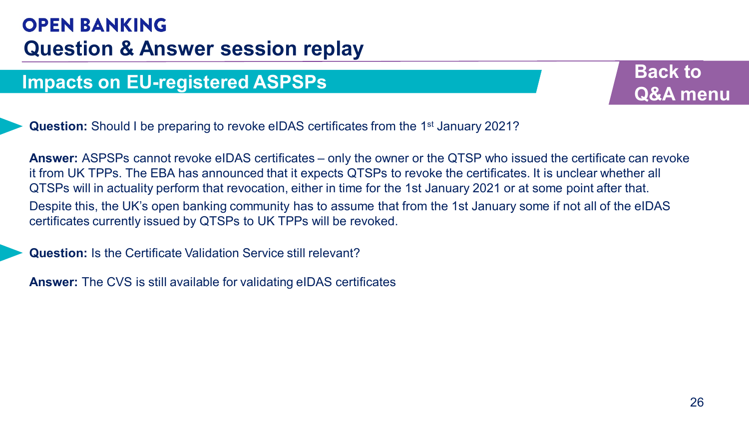# OPEN BANKING

## Question & Answer session replay

### Impacts on EU-registered ASPSPs

Back to Q&A menu

**Question:** Should I be preparing to revoke eIDAS certificates from the 1st January 2021?

**Answer:** ASPSPs cannot revoke eIDAS certificates – only the owner or the QTSP who issued the certificate can revoke it from UK TPPs. The EBA has announced that it expects QTSPs to revoke the certificates. It is unclear whether all QTSPs will in actuality perform that revocation, either in time for the 1st January 2021 or at some point after that.

Despite this, the UK's open banking community has to assume that from the 1st January some if not all of the eIDAS certificates currently issued by QTSPs to UK TPPs will be revoked.

**Question:** Is the Certificate Validation Service still relevant?

**Answer:** The CVS is still available for validating eIDAS certificates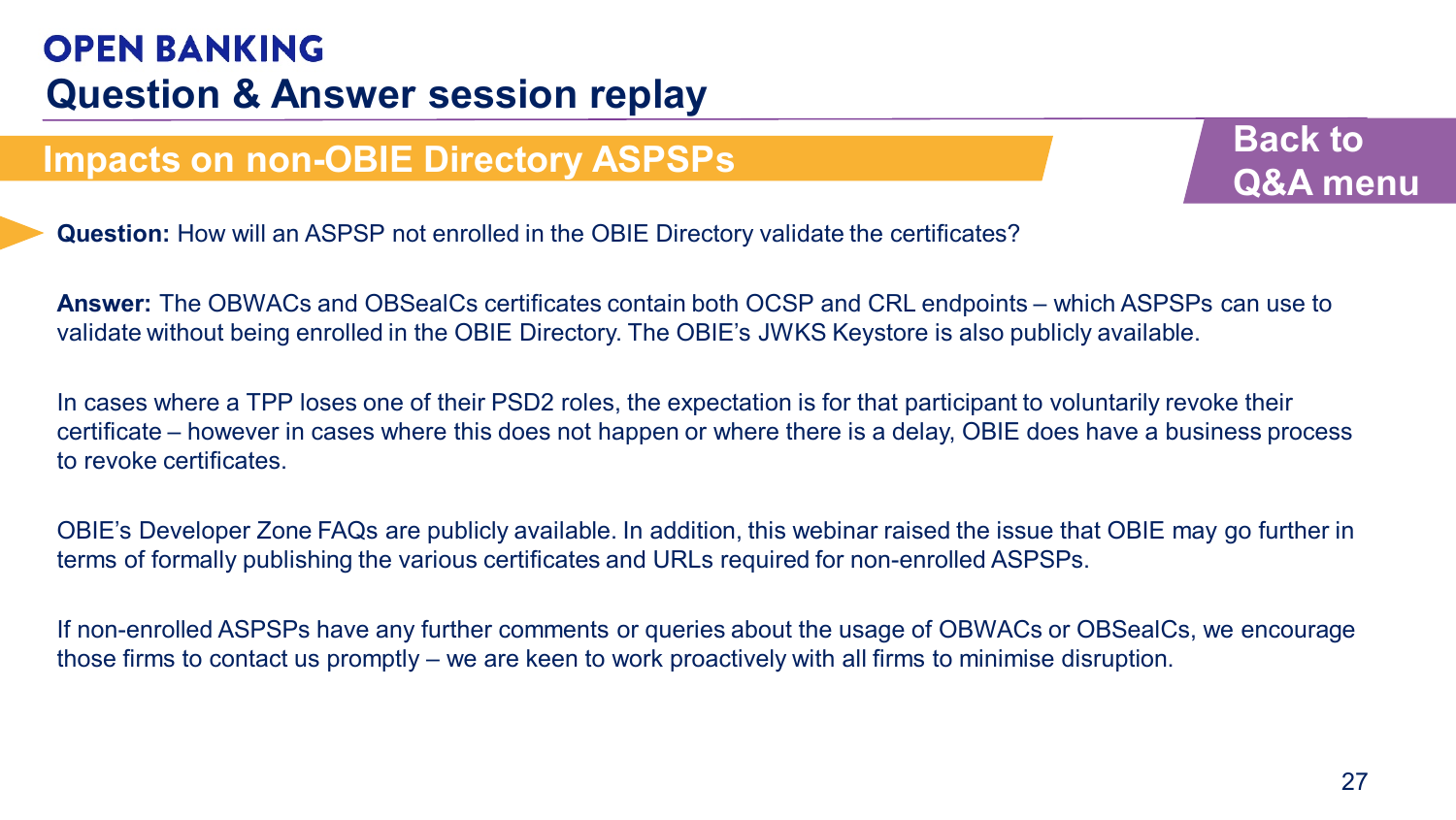# OPEN BANKING

## Question & Answer session replay

### Impacts on non-OBIE Directory ASPSPs

Back to Q&A menu

**Question:** How will an ASPSP not enrolled in the OBIE Directory validate the certificates?

**Answer:** The OBWACs and OBSealCs certificates contain both OCSP and CRL endpoints – which ASPSPs can use to validate without being enrolled in the OBIE Directory. The OBIE's JWKS Keystore is also publicly available.

In cases where a TPP loses one of their PSD2 roles, the expectation is for that participant to voluntarily revoke their certificate – however in cases where this does not happen or where there is a delay, OBIE does have a business process to revoke certificates.

OBIE's Developer Zone FAQs are publicly available. In addition, this webinar raised the issue that OBIE may go further in terms of formally publishing the various certificates and URLs required for non-enrolled ASPSPs.

If non-enrolled ASPSPs have any further comments or queries about the usage of OBWACs or OBSealCs, we encourage those firms to contact us promptly – we are keen to work proactively with all firms to minimise disruption.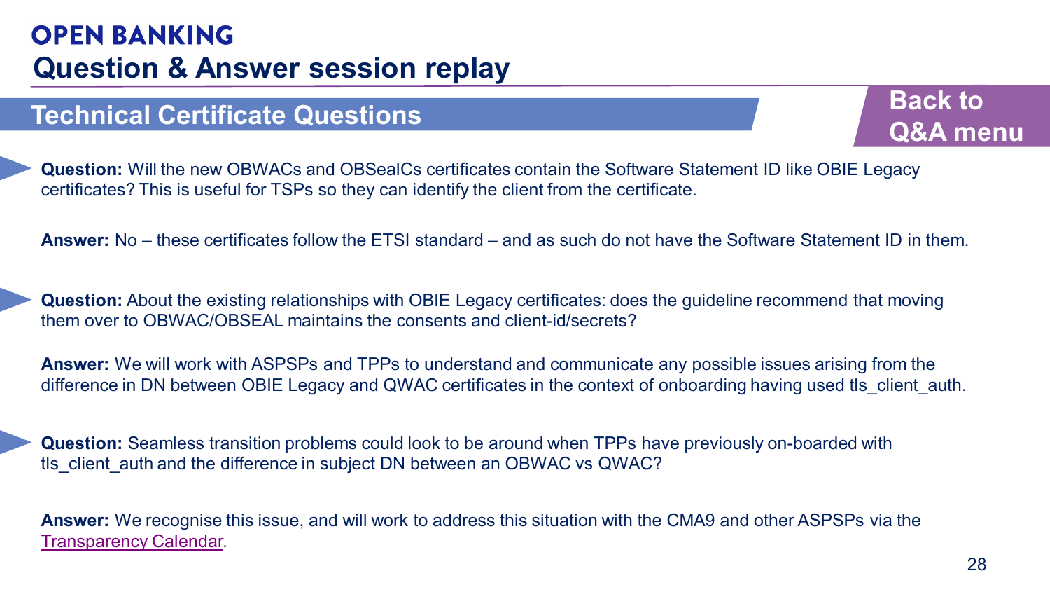# OPEN BANKING

## Question & Answer session replay

### Technical Certificate Questions

Back to Q&A menu

**Question:** Will the new OBWACs and OBSealCs certificates contain the Software Statement ID like OBIE Legacy certificates? This is useful for TSPs so they can identify the client from the certificate.

**Answer:** No – these certificates follow the ETSI standard – and as such do not have the Software Statement ID in them.

**Question:** About the existing relationships with OBIE Legacy certificates: does the guideline recommend that moving them over to OBWAC/OBSEAL maintains the consents and client-id/secrets?

**Answer:** We will work with ASPSPs and TPPs to understand and communicate any possible issues arising from the difference in DN between OBIE Legacy and QWAC certificates in the context of onboarding having used tls_client_auth.

**Question:** Seamless transition problems could look to be around when TPPs have previously on-boarded with tls_client_auth and the difference in subject DN between an OBWAC vs QWAC?

**Answer:** We recognise this issue, and will work to address this situation with the CMA9 and other ASPSPs via the Transparency Calendar.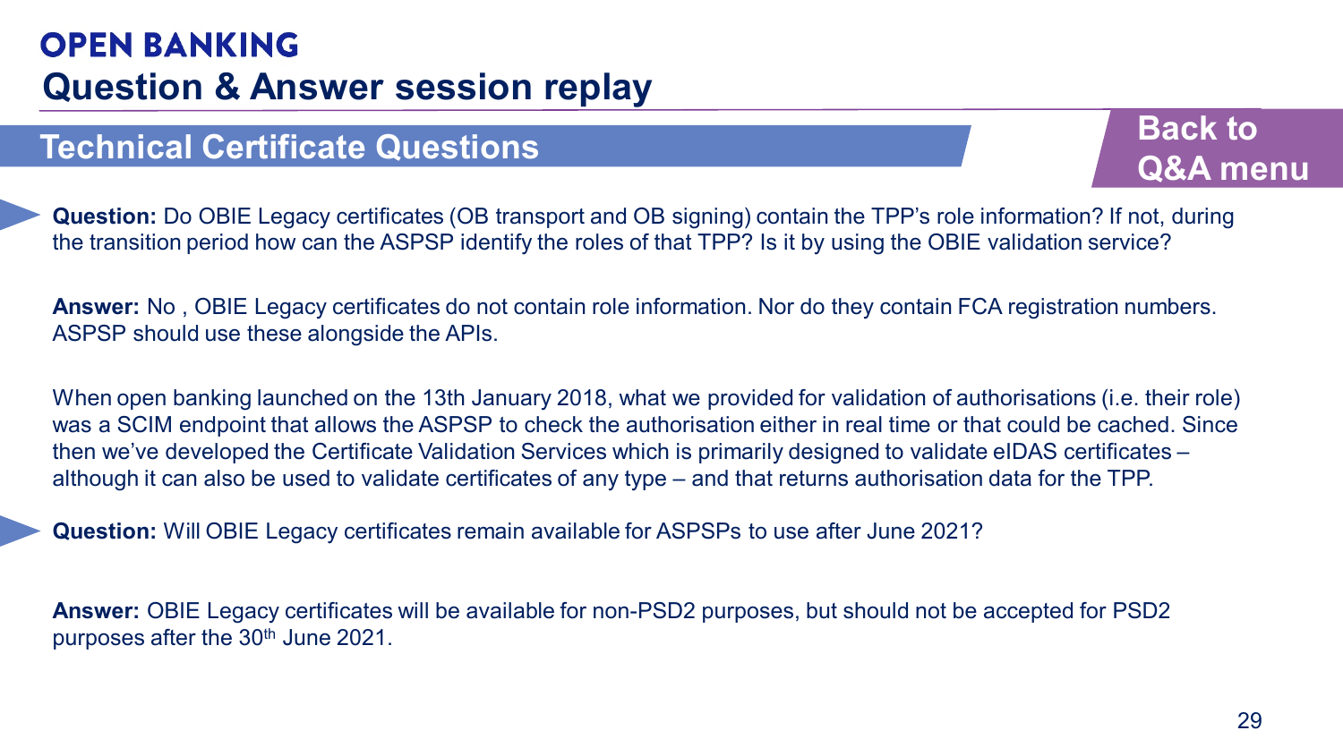# OPEN BANKING

## Question & Answer session replay

### Technical Certificate Questions

Back to Q&A menu

**Question:** Do OBIE Legacy certificates (OB transport and OB signing) contain the TPP's role information? If not, during the transition period how can the ASPSP identify the roles of that TPP? Is it by using the OBIE validation service?

**Answer:** No , OBIE Legacy certificates do not contain role information. Nor do they contain FCA registration numbers. ASPSP should use these alongside the APIs.

When open banking launched on the 13th January 2018, what we provided for validation of authorisations (i.e. their role) was a SCIM endpoint that allows the ASPSP to check the authorisation either in real time or that could be cached. Since then we've developed the Certificate Validation Services which is primarily designed to validate eIDAS certificates – although it can also be used to validate certificates of any type – and that returns authorisation data for the TPP.

**Question:** Will OBIE Legacy certificates remain available for ASPSPs to use after June 2021?

**Answer:** OBIE Legacy certificates will be available for non-PSD2 purposes, but should not be accepted for PSD2 purposes after the 30th June 2021.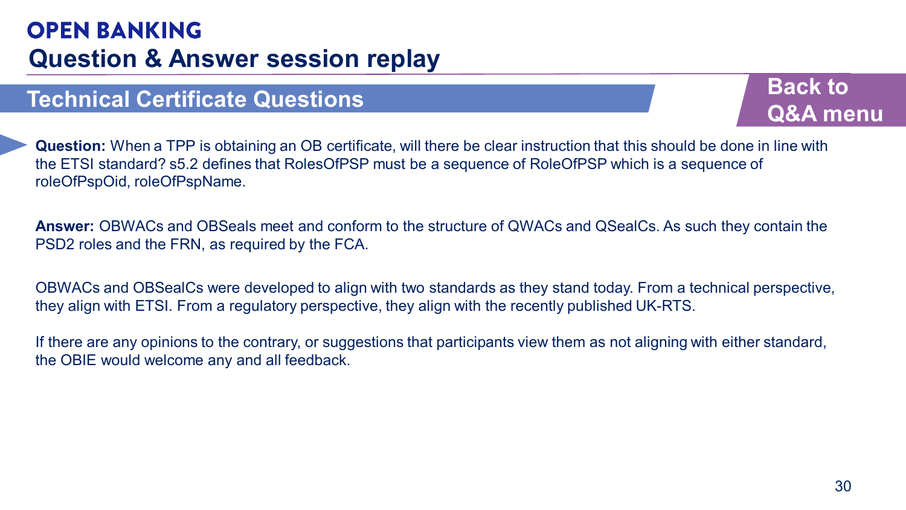# OPEN BANKING

## Question & Answer session replay

### Technical Certificate Questions

Back to Q&A menu

**Question:** When a TPP is obtaining an OB certificate, will there be clear instruction that this should be done in line with the ETSI standard? s5.2 defines that RolesOfPSP must be a sequence of RoleOfPSP which is a sequence of roleOfPspOid, roleOfPspName.

**Answer:** OBWACs and OBSeals meet and conform to the structure of QWACs and QSealCs. As such they contain the PSD2 roles and the FRN, as required by the FCA.

OBWACs and OBSealCs were developed to align with two standards as they stand today. From a technical perspective, they align with ETSI. From a regulatory perspective, they align with the recently published UK-RTS.

If there are any opinions to the contrary, or suggestions that participants view them as not aligning with either standard, the OBIE would welcome any and all feedback.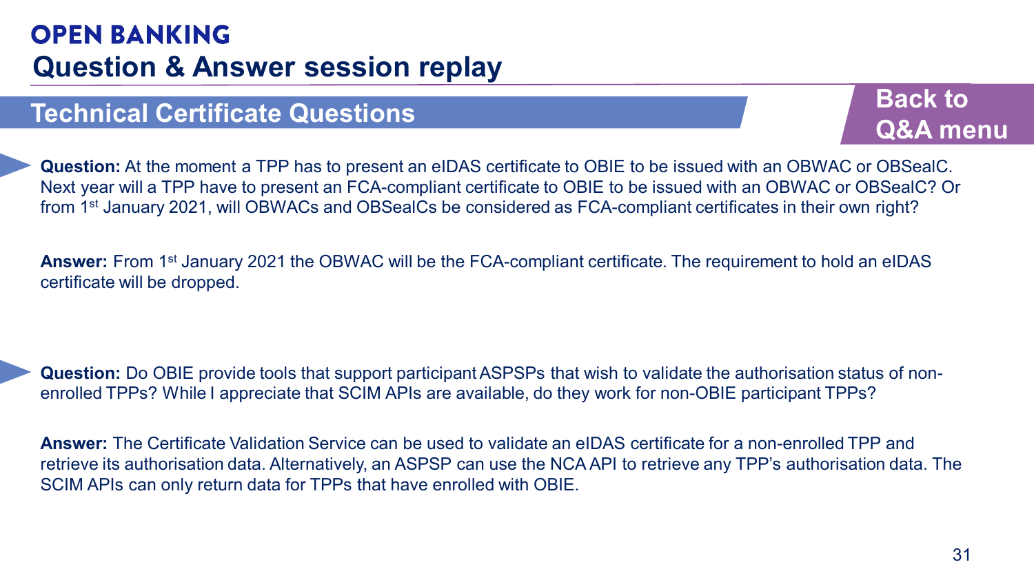# OPEN BANKING

## Question & Answer session replay

### Technical Certificate Questions

Back to Q&A menu

**Question:** At the moment a TPP has to present an eIDAS certificate to OBIE to be issued with an OBWAC or OBSealC. Next year will a TPP have to present an FCA-compliant certificate to OBIE to be issued with an OBWAC or OBSealC? Or from 1st January 2021, will OBWACs and OBSealCs be considered as FCA-compliant certificates in their own right?

**Answer:** From 1st January 2021 the OBWAC will be the FCA-compliant certificate. The requirement to hold an eIDAS certificate will be dropped.

**Question:** Do OBIE provide tools that support participant ASPSPs that wish to validate the authorisation status of non-enrolled TPPs? While I appreciate that SCIM APIs are available, do they work for non-OBIE participant TPPs?

**Answer:** The Certificate Validation Service can be used to validate an eIDAS certificate for a non-enrolled TPP and retrieve its authorisation data. Alternatively, an ASPSP can use the NCA API to retrieve any TPP's authorisation data. The SCIM APIs can only return data for TPPs that have enrolled with OBIE.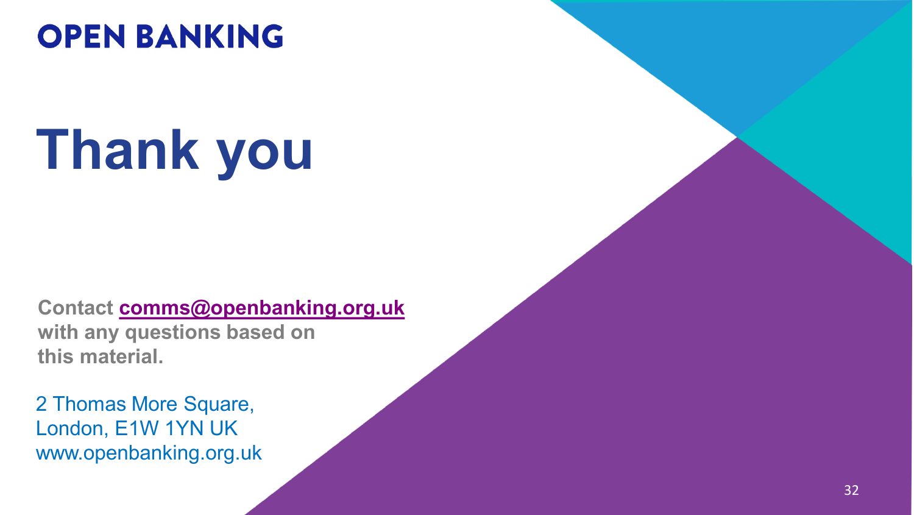**OPEN BANKING**

# Thank you

**Contact comms@openbanking.org.uk with any questions based on this material.**

2 Thomas More Square,
London, E1W 1YN UK
www.openbanking.org.uk